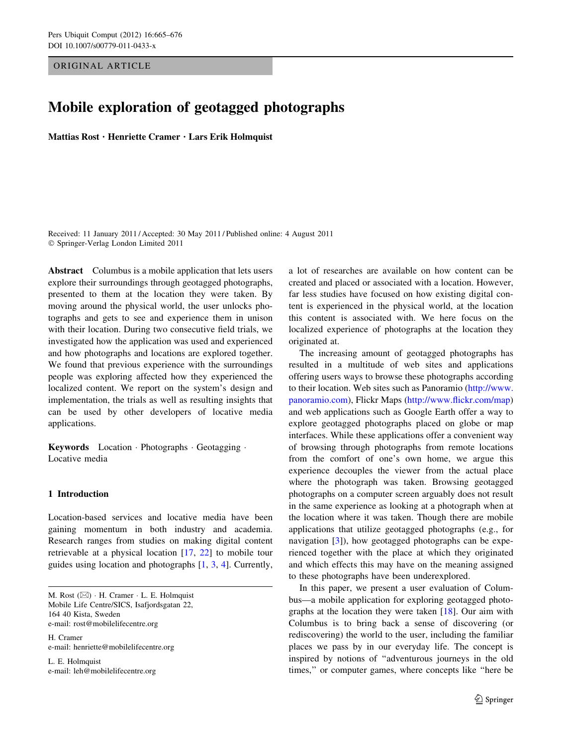ORIGINAL ARTICLE

# Mobile exploration of geotagged photographs

**Mattias Rost · Henriette Cramer · Lars Erik Holmquist**

Received: 11 January 2011 / Accepted: 30 May 2011 / Published online: 4 August 2011
© Springer-Verlag London Limited 2011

**Abstract** Columbus is a mobile application that lets users explore their surroundings through geotagged photographs, presented to them at the location they were taken. By moving around the physical world, the user unlocks photographs and gets to see and experience them in unison with their location. During two consecutive field trials, we investigated how the application was used and experienced and how photographs and locations are explored together. We found that previous experience with the surroundings people was exploring affected how they experienced the localized content. We report on the system's design and implementation, the trials as well as resulting insights that can be used by other developers of locative media applications.

**Keywords** Location · Photographs · Geotagging · Locative media

## 1 Introduction

Location-based services and locative media have been gaining momentum in both industry and academia. Research ranges from studies on making digital content retrievable at a physical location [17, 22] to mobile tour guides using location and photographs [1, 3, 4]. Currently, a lot of researches are available on how content can be created and placed or associated with a location. However, far less studies have focused on how existing digital content is experienced in the physical world, at the location this content is associated with. We here focus on the localized experience of photographs at the location they originated at.

The increasing amount of geotagged photographs has resulted in a multitude of web sites and applications offering users ways to browse these photographs according to their location. Web sites such as Panoramio (http://www.panoramio.com), Flickr Maps (http://www.flickr.com/map) and web applications such as Google Earth offer a way to explore geotagged photographs placed on globe or map interfaces. While these applications offer a convenient way of browsing through photographs from remote locations from the comfort of one's own home, we argue this experience decouples the viewer from the actual place where the photograph was taken. Browsing geotagged photographs on a computer screen arguably does not result in the same experience as looking at a photograph when at the location where it was taken. Though there are mobile applications that utilize geotagged photographs (e.g., for navigation [3]), how geotagged photographs can be experienced together with the place at which they originated and which effects this may have on the meaning assigned to these photographs have been underexplored.

In this paper, we present a user evaluation of Columbus—a mobile application for exploring geotagged photographs at the location they were taken [18]. Our aim with Columbus is to bring back a sense of discovering (or rediscovering) the world to the user, including the familiar places we pass by in our everyday life. The concept is inspired by notions of "adventurous journeys in the old times," or computer games, where concepts like "here be

M. Rost (✉) · H. Cramer · L. E. Holmquist
Mobile Life Centre/SICS, Isafjordsgatan 22,
164 40 Kista, Sweden
e-mail: rost@mobilelifecentre.org

H. Cramer
e-mail: henriette@mobilelifecentre.org

L. E. Holmquist
e-mail: leh@mobilelifecentre.org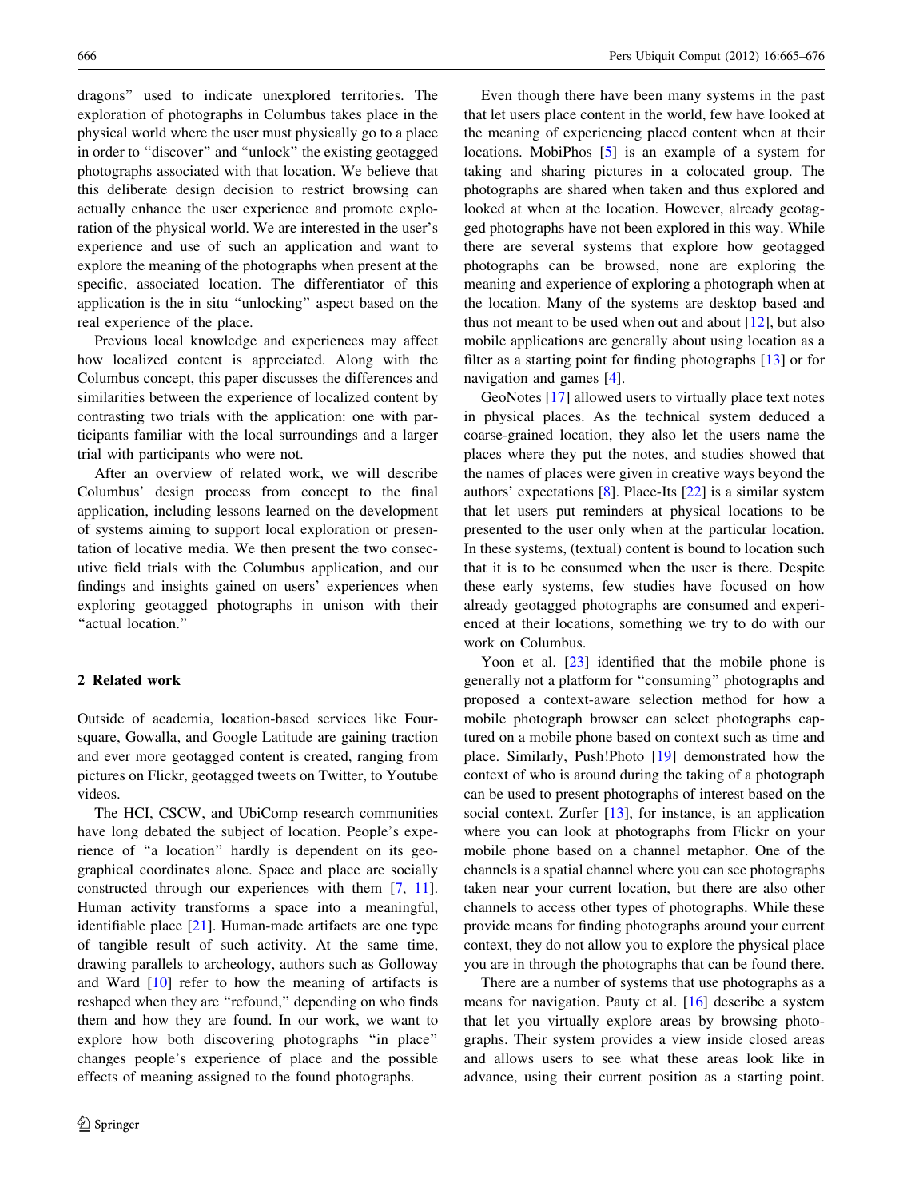dragons" used to indicate unexplored territories. The exploration of photographs in Columbus takes place in the physical world where the user must physically go to a place in order to "discover" and "unlock" the existing geotagged photographs associated with that location. We believe that this deliberate design decision to restrict browsing can actually enhance the user experience and promote exploration of the physical world. We are interested in the user's experience and use of such an application and want to explore the meaning of the photographs when present at the specific, associated location. The differentiator of this application is the in situ "unlocking" aspect based on the real experience of the place.

Previous local knowledge and experiences may affect how localized content is appreciated. Along with the Columbus concept, this paper discusses the differences and similarities between the experience of localized content by contrasting two trials with the application: one with participants familiar with the local surroundings and a larger trial with participants who were not.

After an overview of related work, we will describe Columbus' design process from concept to the final application, including lessons learned on the development of systems aiming to support local exploration or presentation of locative media. We then present the two consecutive field trials with the Columbus application, and our findings and insights gained on users' experiences when exploring geotagged photographs in unison with their "actual location."

## 2 Related work

Outside of academia, location-based services like Foursquare, Gowalla, and Google Latitude are gaining traction and ever more geotagged content is created, ranging from pictures on Flickr, geotagged tweets on Twitter, to Youtube videos.

The HCI, CSCW, and UbiComp research communities have long debated the subject of location. People's experience of "a location" hardly is dependent on its geographical coordinates alone. Space and place are socially constructed through our experiences with them [7, 11]. Human activity transforms a space into a meaningful, identifiable place [21]. Human-made artifacts are one type of tangible result of such activity. At the same time, drawing parallels to archeology, authors such as Golloway and Ward [10] refer to how the meaning of artifacts is reshaped when they are "refound," depending on who finds them and how they are found. In our work, we want to explore how both discovering photographs "in place" changes people's experience of place and the possible effects of meaning assigned to the found photographs.

Even though there have been many systems in the past that let users place content in the world, few have looked at the meaning of experiencing placed content when at their locations. MobiPhos [5] is an example of a system for taking and sharing pictures in a colocated group. The photographs are shared when taken and thus explored and looked at when at the location. However, already geotagged photographs have not been explored in this way. While there are several systems that explore how geotagged photographs can be browsed, none are exploring the meaning and experience of exploring a photograph when at the location. Many of the systems are desktop based and thus not meant to be used when out and about [12], but also mobile applications are generally about using location as a filter as a starting point for finding photographs [13] or for navigation and games [4].

GeoNotes [17] allowed users to virtually place text notes in physical places. As the technical system deduced a coarse-grained location, they also let the users name the places where they put the notes, and studies showed that the names of places were given in creative ways beyond the authors' expectations [8]. Place-Its [22] is a similar system that let users put reminders at physical locations to be presented to the user only when at the particular location. In these systems, (textual) content is bound to location such that it is to be consumed when the user is there. Despite these early systems, few studies have focused on how already geotagged photographs are consumed and experienced at their locations, something we try to do with our work on Columbus.

Yoon et al. [23] identified that the mobile phone is generally not a platform for "consuming" photographs and proposed a context-aware selection method for how a mobile photograph browser can select photographs captured on a mobile phone based on context such as time and place. Similarly, Push!Photo [19] demonstrated how the context of who is around during the taking of a photograph can be used to present photographs of interest based on the social context. Zurfer [13], for instance, is an application where you can look at photographs from Flickr on your mobile phone based on a channel metaphor. One of the channels is a spatial channel where you can see photographs taken near your current location, but there are also other channels to access other types of photographs. While these provide means for finding photographs around your current context, they do not allow you to explore the physical place you are in through the photographs that can be found there.

There are a number of systems that use photographs as a means for navigation. Pauty et al. [16] describe a system that let you virtually explore areas by browsing photographs. Their system provides a view inside closed areas and allows users to see what these areas look like in advance, using their current position as a starting point.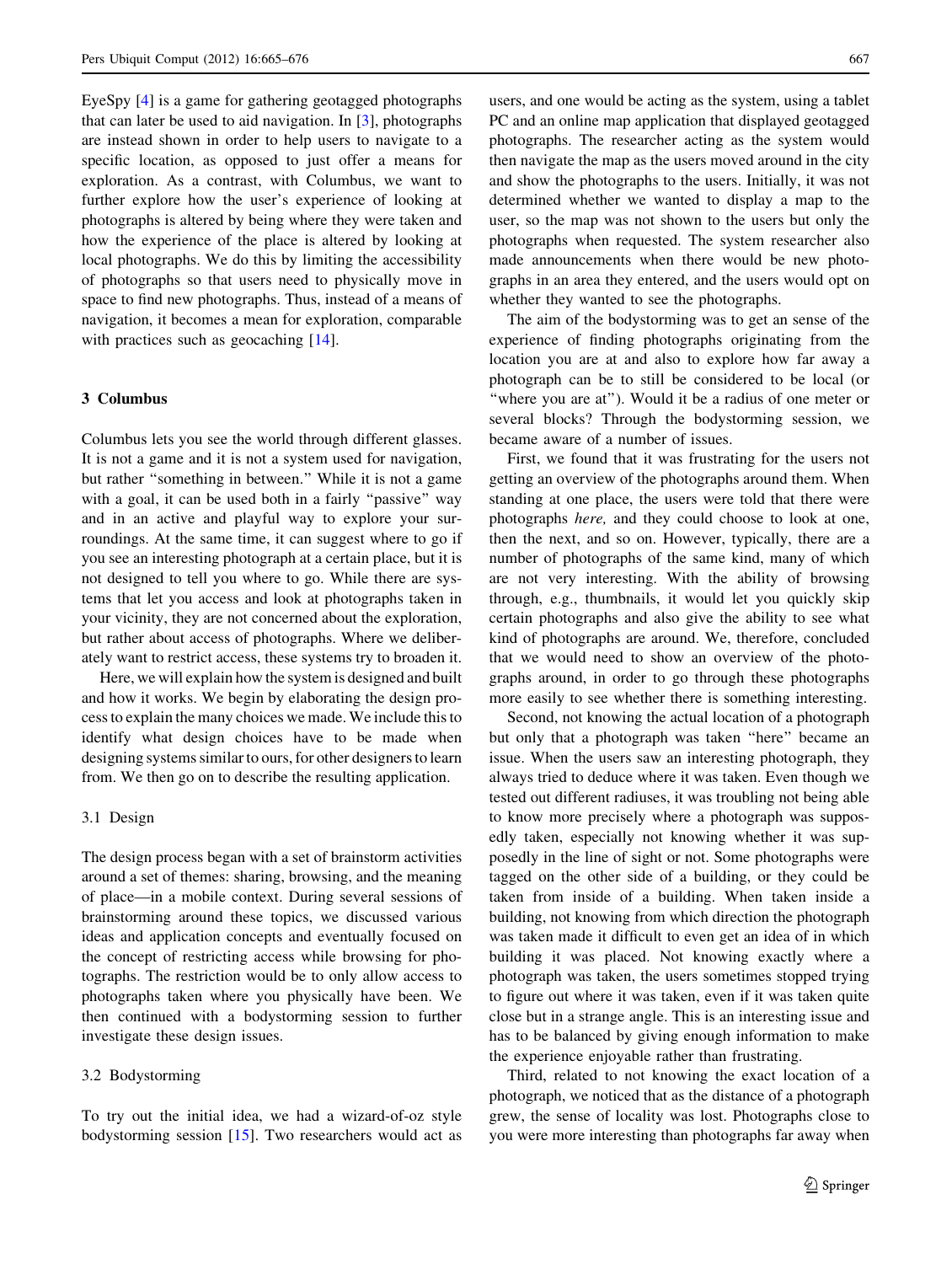EyeSpy [4] is a game for gathering geotagged photographs that can later be used to aid navigation. In [3], photographs are instead shown in order to help users to navigate to a specific location, as opposed to just offer a means for exploration. As a contrast, with Columbus, we want to further explore how the user's experience of looking at photographs is altered by being where they were taken and how the experience of the place is altered by looking at local photographs. We do this by limiting the accessibility of photographs so that users need to physically move in space to find new photographs. Thus, instead of a means of navigation, it becomes a mean for exploration, comparable with practices such as geocaching [14].

## 3 Columbus

Columbus lets you see the world through different glasses. It is not a game and it is not a system used for navigation, but rather "something in between." While it is not a game with a goal, it can be used both in a fairly "passive" way and in an active and playful way to explore your surroundings. At the same time, it can suggest where to go if you see an interesting photograph at a certain place, but it is not designed to tell you where to go. While there are systems that let you access and look at photographs taken in your vicinity, they are not concerned about the exploration, but rather about access of photographs. Where we deliberately want to restrict access, these systems try to broaden it.

Here, we will explain how the system is designed and built and how it works. We begin by elaborating the design process to explain the many choices we made. We include this to identify what design choices have to be made when designing systems similar to ours, for other designers to learn from. We then go on to describe the resulting application.

### 3.1 Design

The design process began with a set of brainstorm activities around a set of themes: sharing, browsing, and the meaning of place—in a mobile context. During several sessions of brainstorming around these topics, we discussed various ideas and application concepts and eventually focused on the concept of restricting access while browsing for photographs. The restriction would be to only allow access to photographs taken where you physically have been. We then continued with a bodystorming session to further investigate these design issues.

### 3.2 Bodystorming

To try out the initial idea, we had a wizard-of-oz style bodystorming session [15]. Two researchers would act as users, and one would be acting as the system, using a tablet PC and an online map application that displayed geotagged photographs. The researcher acting as the system would then navigate the map as the users moved around in the city and show the photographs to the users. Initially, it was not determined whether we wanted to display a map to the user, so the map was not shown to the users but only the photographs when requested. The system researcher also made announcements when there would be new photographs in an area they entered, and the users would opt on whether they wanted to see the photographs.

The aim of the bodystorming was to get an sense of the experience of finding photographs originating from the location you are at and also to explore how far away a photograph can be to still be considered to be local (or "where you are at"). Would it be a radius of one meter or several blocks? Through the bodystorming session, we became aware of a number of issues.

First, we found that it was frustrating for the users not getting an overview of the photographs around them. When standing at one place, the users were told that there were photographs *here,* and they could choose to look at one, then the next, and so on. However, typically, there are a number of photographs of the same kind, many of which are not very interesting. With the ability of browsing through, e.g., thumbnails, it would let you quickly skip certain photographs and also give the ability to see what kind of photographs are around. We, therefore, concluded that we would need to show an overview of the photographs around, in order to go through these photographs more easily to see whether there is something interesting.

Second, not knowing the actual location of a photograph but only that a photograph was taken "here" became an issue. When the users saw an interesting photograph, they always tried to deduce where it was taken. Even though we tested out different radiuses, it was troubling not being able to know more precisely where a photograph was supposedly taken, especially not knowing whether it was supposedly in the line of sight or not. Some photographs were tagged on the other side of a building, or they could be taken from inside of a building. When taken inside a building, not knowing from which direction the photograph was taken made it difficult to even get an idea of in which building it was placed. Not knowing exactly where a photograph was taken, the users sometimes stopped trying to figure out where it was taken, even if it was taken quite close but in a strange angle. This is an interesting issue and has to be balanced by giving enough information to make the experience enjoyable rather than frustrating.

Third, related to not knowing the exact location of a photograph, we noticed that as the distance of a photograph grew, the sense of locality was lost. Photographs close to you were more interesting than photographs far away when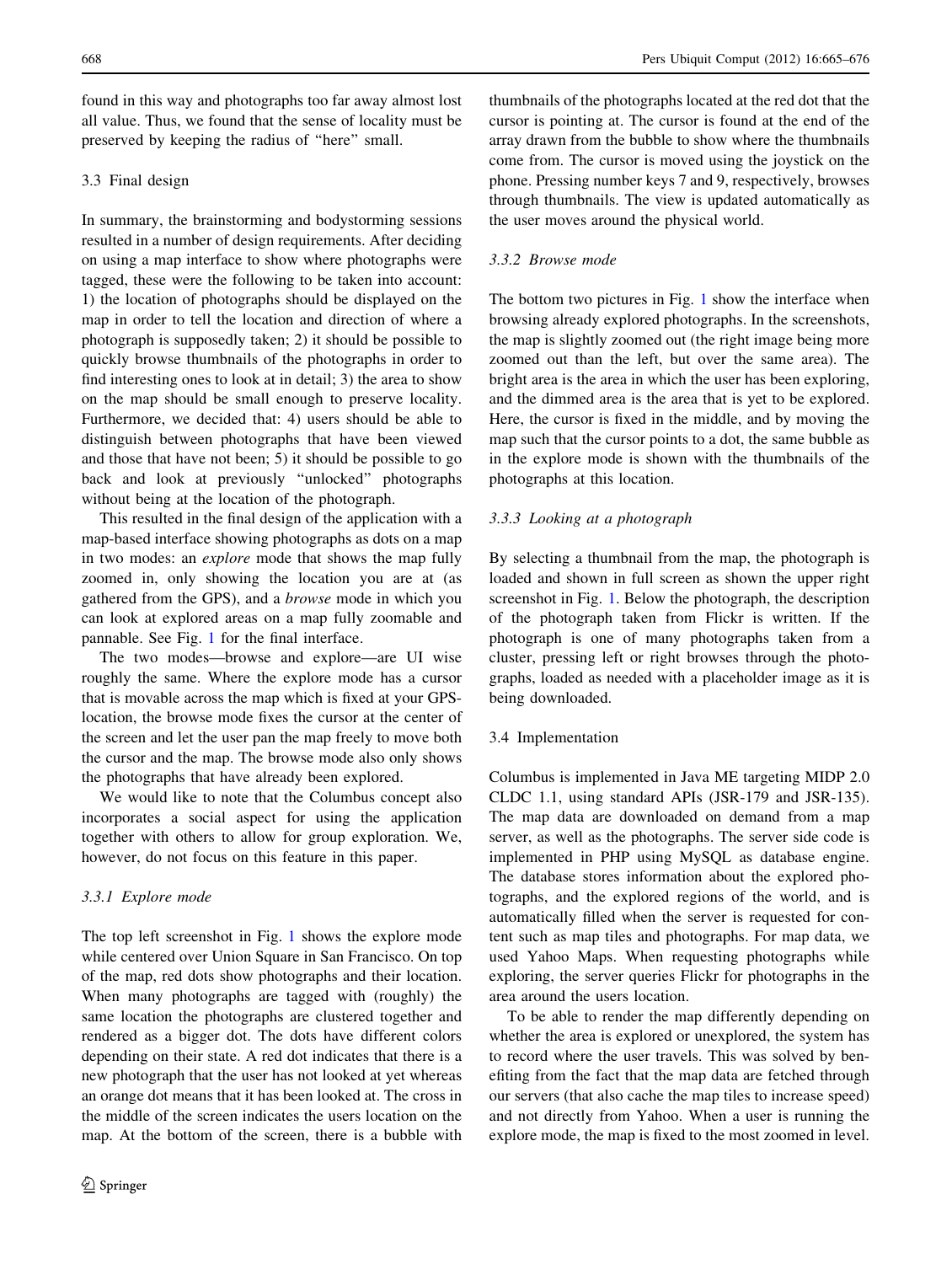found in this way and photographs too far away almost lost all value. Thus, we found that the sense of locality must be preserved by keeping the radius of "here" small.

### 3.3 Final design

In summary, the brainstorming and bodystorming sessions resulted in a number of design requirements. After deciding on using a map interface to show where photographs were tagged, these were the following to be taken into account: 1) the location of photographs should be displayed on the map in order to tell the location and direction of where a photograph is supposedly taken; 2) it should be possible to quickly browse thumbnails of the photographs in order to find interesting ones to look at in detail; 3) the area to show on the map should be small enough to preserve locality. Furthermore, we decided that: 4) users should be able to distinguish between photographs that have been viewed and those that have not been; 5) it should be possible to go back and look at previously "unlocked" photographs without being at the location of the photograph.

This resulted in the final design of the application with a map-based interface showing photographs as dots on a map in two modes: an *explore* mode that shows the map fully zoomed in, only showing the location you are at (as gathered from the GPS), and a *browse* mode in which you can look at explored areas on a map fully zoomable and pannable. See Fig. 1 for the final interface.

The two modes—browse and explore—are UI wise roughly the same. Where the explore mode has a cursor that is movable across the map which is fixed at your GPS-location, the browse mode fixes the cursor at the center of the screen and let the user pan the map freely to move both the cursor and the map. The browse mode also only shows the photographs that have already been explored.

We would like to note that the Columbus concept also incorporates a social aspect for using the application together with others to allow for group exploration. We, however, do not focus on this feature in this paper.

#### 3.3.1 Explore mode

The top left screenshot in Fig. 1 shows the explore mode while centered over Union Square in San Francisco. On top of the map, red dots show photographs and their location. When many photographs are tagged with (roughly) the same location the photographs are clustered together and rendered as a bigger dot. The dots have different colors depending on their state. A red dot indicates that there is a new photograph that the user has not looked at yet whereas an orange dot means that it has been looked at. The cross in the middle of the screen indicates the users location on the map. At the bottom of the screen, there is a bubble with thumbnails of the photographs located at the red dot that the cursor is pointing at. The cursor is found at the end of the array drawn from the bubble to show where the thumbnails come from. The cursor is moved using the joystick on the phone. Pressing number keys 7 and 9, respectively, browses through thumbnails. The view is updated automatically as the user moves around the physical world.

#### 3.3.2 Browse mode

The bottom two pictures in Fig. 1 show the interface when browsing already explored photographs. In the screenshots, the map is slightly zoomed out (the right image being more zoomed out than the left, but over the same area). The bright area is the area in which the user has been exploring, and the dimmed area is the area that is yet to be explored. Here, the cursor is fixed in the middle, and by moving the map such that the cursor points to a dot, the same bubble as in the explore mode is shown with the thumbnails of the photographs at this location.

#### 3.3.3 Looking at a photograph

By selecting a thumbnail from the map, the photograph is loaded and shown in full screen as shown the upper right screenshot in Fig. 1. Below the photograph, the description of the photograph taken from Flickr is written. If the photograph is one of many photographs taken from a cluster, pressing left or right browses through the photographs, loaded as needed with a placeholder image as it is being downloaded.

### 3.4 Implementation

Columbus is implemented in Java ME targeting MIDP 2.0 CLDC 1.1, using standard APIs (JSR-179 and JSR-135). The map data are downloaded on demand from a map server, as well as the photographs. The server side code is implemented in PHP using MySQL as database engine. The database stores information about the explored photographs, and the explored regions of the world, and is automatically filled when the server is requested for content such as map tiles and photographs. For map data, we used Yahoo Maps. When requesting photographs while exploring, the server queries Flickr for photographs in the area around the users location.

To be able to render the map differently depending on whether the area is explored or unexplored, the system has to record where the user travels. This was solved by benefiting from the fact that the map data are fetched through our servers (that also cache the map tiles to increase speed) and not directly from Yahoo. When a user is running the explore mode, the map is fixed to the most zoomed in level.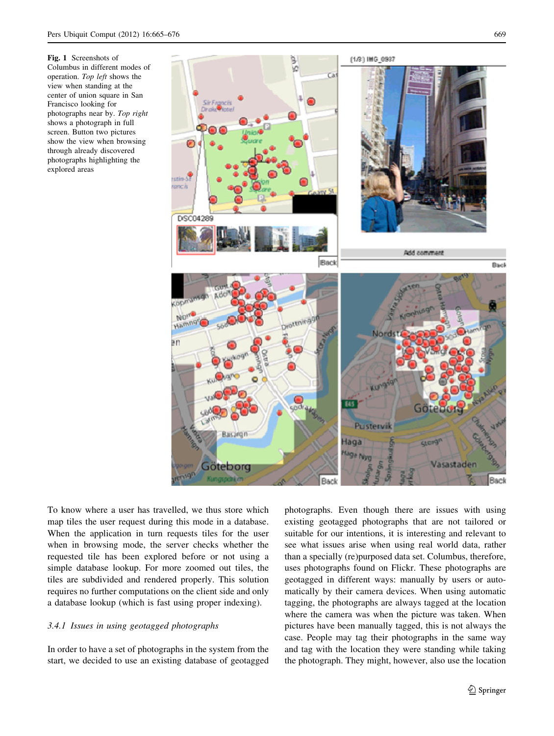**Fig. 1** Screenshots of Columbus in different modes of operation. *Top left* shows the view when standing at the center of union square in San Francisco looking for photographs near by. *Top right* shows a photograph in full screen. Button two pictures show the view when browsing through already discovered photographs highlighting the explored areas

To know where a user has travelled, we thus store which map tiles the user request during this mode in a database. When the application in turn requests tiles for the user when in browsing mode, the server checks whether the requested tile has been explored before or not using a simple database lookup. For more zoomed out tiles, the tiles are subdivided and rendered properly. This solution requires no further computations on the client side and only a database lookup (which is fast using proper indexing).

#### 3.4.1 Issues in using geotagged photographs

In order to have a set of photographs in the system from the start, we decided to use an existing database of geotagged photographs. Even though there are issues with using existing geotagged photographs that are not tailored or suitable for our intentions, it is interesting and relevant to see what issues arise when using real world data, rather than a specially (re)purposed data set. Columbus, therefore, uses photographs found on Flickr. These photographs are geotagged in different ways: manually by users or automatically by their camera devices. When using automatic tagging, the photographs are always tagged at the location where the camera was when the picture was taken. When pictures have been manually tagged, this is not always the case. People may tag their photographs in the same way and tag with the location they were standing while taking the photograph. They might, however, also use the location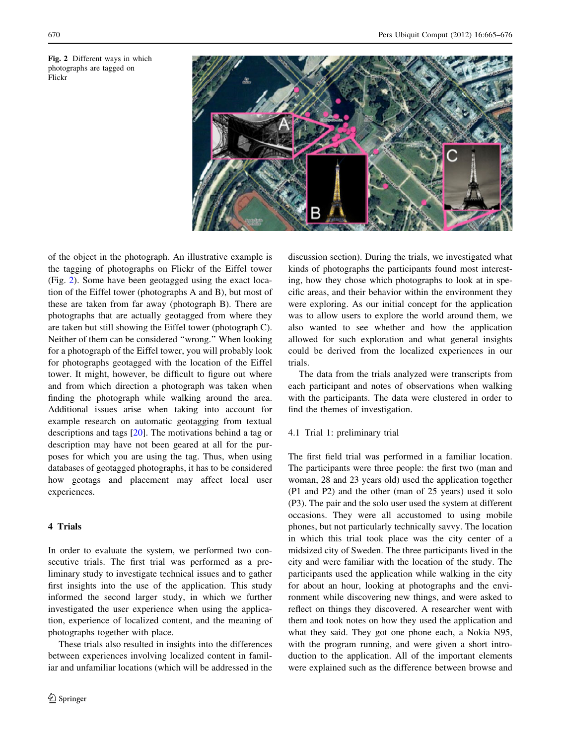Fig. 2 Different ways in which photographs are tagged on Flickr

of the object in the photograph. An illustrative example is the tagging of photographs on Flickr of the Eiffel tower (Fig. 2). Some have been geotagged using the exact location of the Eiffel tower (photographs A and B), but most of these are taken from far away (photograph B). There are photographs that are actually geotagged from where they are taken but still showing the Eiffel tower (photograph C). Neither of them can be considered "wrong." When looking for a photograph of the Eiffel tower, you will probably look for photographs geotagged with the location of the Eiffel tower. It might, however, be difficult to figure out where and from which direction a photograph was taken when finding the photograph while walking around the area. Additional issues arise when taking into account for example research on automatic geotagging from textual descriptions and tags [20]. The motivations behind a tag or description may have not been geared at all for the purposes for which you are using the tag. Thus, when using databases of geotagged photographs, it has to be considered how geotags and placement may affect local user experiences.

## 4 Trials

In order to evaluate the system, we performed two consecutive trials. The first trial was performed as a preliminary study to investigate technical issues and to gather first insights into the use of the application. This study informed the second larger study, in which we further investigated the user experience when using the application, experience of localized content, and the meaning of photographs together with place.

These trials also resulted in insights into the differences between experiences involving localized content in familiar and unfamiliar locations (which will be addressed in the discussion section). During the trials, we investigated what kinds of photographs the participants found most interesting, how they chose which photographs to look at in specific areas, and their behavior within the environment they were exploring. As our initial concept for the application was to allow users to explore the world around them, we also wanted to see whether and how the application allowed for such exploration and what general insights could be derived from the localized experiences in our trials.

The data from the trials analyzed were transcripts from each participant and notes of observations when walking with the participants. The data were clustered in order to find the themes of investigation.

### 4.1 Trial 1: preliminary trial

The first field trial was performed in a familiar location. The participants were three people: the first two (man and woman, 28 and 23 years old) used the application together (P1 and P2) and the other (man of 25 years) used it solo (P3). The pair and the solo user used the system at different occasions. They were all accustomed to using mobile phones, but not particularly technically savvy. The location in which this trial took place was the city center of a midsized city of Sweden. The three participants lived in the city and were familiar with the location of the study. The participants used the application while walking in the city for about an hour, looking at photographs and the environment while discovering new things, and were asked to reflect on things they discovered. A researcher went with them and took notes on how they used the application and what they said. They got one phone each, a Nokia N95, with the program running, and were given a short introduction to the application. All of the important elements were explained such as the difference between browse and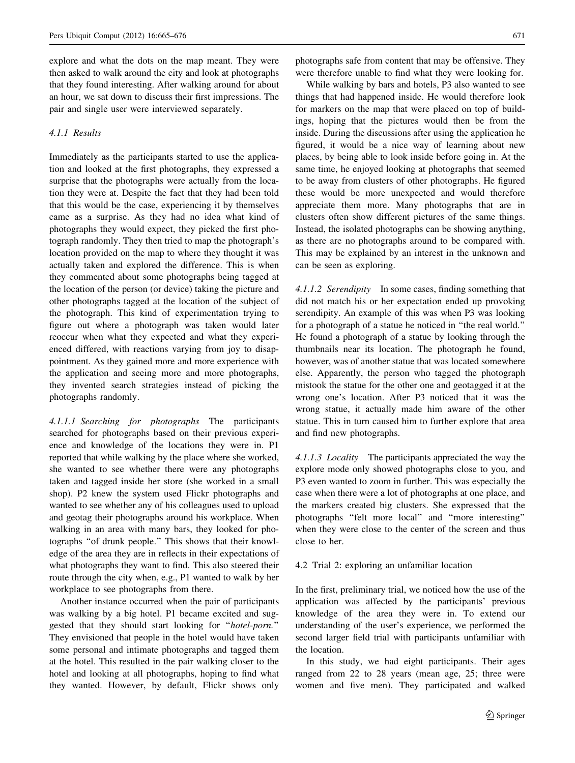explore and what the dots on the map meant. They were then asked to walk around the city and look at photographs that they found interesting. After walking around for about an hour, we sat down to discuss their first impressions. The pair and single user were interviewed separately.

#### 4.1.1 Results

Immediately as the participants started to use the application and looked at the first photographs, they expressed a surprise that the photographs were actually from the location they were at. Despite the fact that they had been told that this would be the case, experiencing it by themselves came as a surprise. As they had no idea what kind of photographs they would expect, they picked the first photograph randomly. They then tried to map the photograph's location provided on the map to where they thought it was actually taken and explored the difference. This is when they commented about some photographs being tagged at the location of the person (or device) taking the picture and other photographs tagged at the location of the subject of the photograph. This kind of experimentation trying to figure out where a photograph was taken would later reoccur when what they expected and what they experienced differed, with reactions varying from joy to disappointment. As they gained more and more experience with the application and seeing more and more photographs, they invented search strategies instead of picking the photographs randomly.

*4.1.1.1 Searching for photographs* The participants searched for photographs based on their previous experience and knowledge of the locations they were in. P1 reported that while walking by the place where she worked, she wanted to see whether there were any photographs taken and tagged inside her store (she worked in a small shop). P2 knew the system used Flickr photographs and wanted to see whether any of his colleagues used to upload and geotag their photographs around his workplace. When walking in an area with many bars, they looked for photographs "of drunk people." This shows that their knowledge of the area they are in reflects in their expectations of what photographs they want to find. This also steered their route through the city when, e.g., P1 wanted to walk by her workplace to see photographs from there.

Another instance occurred when the pair of participants was walking by a big hotel. P1 became excited and suggested that they should start looking for "*hotel-porn.*" They envisioned that people in the hotel would have taken some personal and intimate photographs and tagged them at the hotel. This resulted in the pair walking closer to the hotel and looking at all photographs, hoping to find what they wanted. However, by default, Flickr shows only photographs safe from content that may be offensive. They were therefore unable to find what they were looking for.

While walking by bars and hotels, P3 also wanted to see things that had happened inside. He would therefore look for markers on the map that were placed on top of buildings, hoping that the pictures would then be from the inside. During the discussions after using the application he figured, it would be a nice way of learning about new places, by being able to look inside before going in. At the same time, he enjoyed looking at photographs that seemed to be away from clusters of other photographs. He figured these would be more unexpected and would therefore appreciate them more. Many photographs that are in clusters often show different pictures of the same things. Instead, the isolated photographs can be showing anything, as there are no photographs around to be compared with. This may be explained by an interest in the unknown and can be seen as exploring.

*4.1.1.2 Serendipity* In some cases, finding something that did not match his or her expectation ended up provoking serendipity. An example of this was when P3 was looking for a photograph of a statue he noticed in "the real world." He found a photograph of a statue by looking through the thumbnails near its location. The photograph he found, however, was of another statue that was located somewhere else. Apparently, the person who tagged the photograph mistook the statue for the other one and geotagged it at the wrong one's location. After P3 noticed that it was the wrong statue, it actually made him aware of the other statue. This in turn caused him to further explore that area and find new photographs.

*4.1.1.3 Locality* The participants appreciated the way the explore mode only showed photographs close to you, and P3 even wanted to zoom in further. This was especially the case when there were a lot of photographs at one place, and the markers created big clusters. She expressed that the photographs "felt more local" and "more interesting" when they were close to the center of the screen and thus close to her.

### 4.2 Trial 2: exploring an unfamiliar location

In the first, preliminary trial, we noticed how the use of the application was affected by the participants' previous knowledge of the area they were in. To extend our understanding of the user's experience, we performed the second larger field trial with participants unfamiliar with the location.

In this study, we had eight participants. Their ages ranged from 22 to 28 years (mean age, 25; three were women and five men). They participated and walked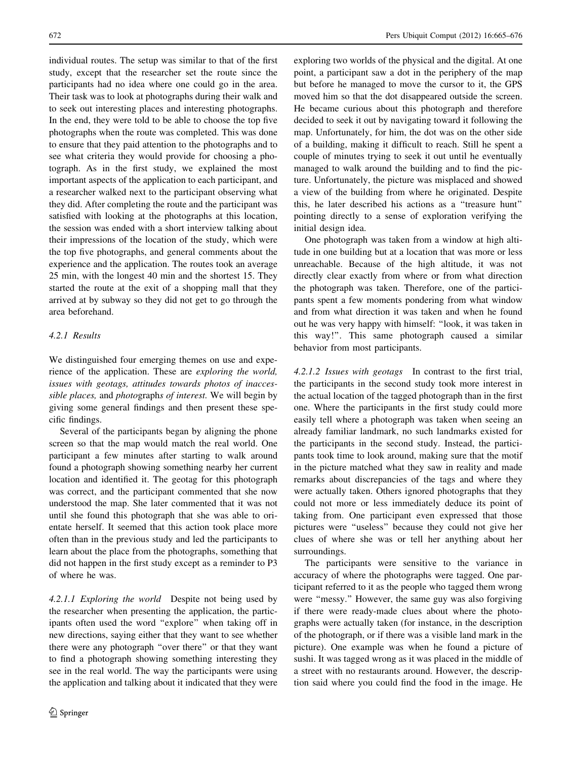individual routes. The setup was similar to that of the first study, except that the researcher set the route since the participants had no idea where one could go in the area. Their task was to look at photographs during their walk and to seek out interesting places and interesting photographs. In the end, they were told to be able to choose the top five photographs when the route was completed. This was done to ensure that they paid attention to the photographs and to see what criteria they would provide for choosing a photograph. As in the first study, we explained the most important aspects of the application to each participant, and a researcher walked next to the participant observing what they did. After completing the route and the participant was satisfied with looking at the photographs at this location, the session was ended with a short interview talking about their impressions of the location of the study, which were the top five photographs, and general comments about the experience and the application. The routes took an average 25 min, with the longest 40 min and the shortest 15. They started the route at the exit of a shopping mall that they arrived at by subway so they did not get to go through the area beforehand.

#### 4.2.1 Results

We distinguished four emerging themes on use and experience of the application. These are *exploring the world, issues with geotags, attitudes towards photos of inaccessible places,* and *photo*graph*s of interest.* We will begin by giving some general findings and then present these specific findings.

Several of the participants began by aligning the phone screen so that the map would match the real world. One participant a few minutes after starting to walk around found a photograph showing something nearby her current location and identified it. The geotag for this photograph was correct, and the participant commented that she now understood the map. She later commented that it was not until she found this photograph that she was able to orientate herself. It seemed that this action took place more often than in the previous study and led the participants to learn about the place from the photographs, something that did not happen in the first study except as a reminder to P3 of where he was.

*4.2.1.1 Exploring the world* Despite not being used by the researcher when presenting the application, the participants often used the word "explore" when taking off in new directions, saying either that they want to see whether there were any photograph "over there" or that they want to find a photograph showing something interesting they see in the real world. The way the participants were using the application and talking about it indicated that they were exploring two worlds of the physical and the digital. At one point, a participant saw a dot in the periphery of the map but before he managed to move the cursor to it, the GPS moved him so that the dot disappeared outside the screen. He became curious about this photograph and therefore decided to seek it out by navigating toward it following the map. Unfortunately, for him, the dot was on the other side of a building, making it difficult to reach. Still he spent a couple of minutes trying to seek it out until he eventually managed to walk around the building and to find the picture. Unfortunately, the picture was misplaced and showed a view of the building from where he originated. Despite this, he later described his actions as a "treasure hunt" pointing directly to a sense of exploration verifying the initial design idea.

One photograph was taken from a window at high altitude in one building but at a location that was more or less unreachable. Because of the high altitude, it was not directly clear exactly from where or from what direction the photograph was taken. Therefore, one of the participants spent a few moments pondering from what window and from what direction it was taken and when he found out he was very happy with himself: "look, it was taken in this way!". This same photograph caused a similar behavior from most participants.

*4.2.1.2 Issues with geotags* In contrast to the first trial, the participants in the second study took more interest in the actual location of the tagged photograph than in the first one. Where the participants in the first study could more easily tell where a photograph was taken when seeing an already familiar landmark, no such landmarks existed for the participants in the second study. Instead, the participants took time to look around, making sure that the motif in the picture matched what they saw in reality and made remarks about discrepancies of the tags and where they were actually taken. Others ignored photographs that they could not more or less immediately deduce its point of taking from. One participant even expressed that those pictures were "useless" because they could not give her clues of where she was or tell her anything about her surroundings.

The participants were sensitive to the variance in accuracy of where the photographs were tagged. One participant referred to it as the people who tagged them wrong were "messy." However, the same guy was also forgiving if there were ready-made clues about where the photographs were actually taken (for instance, in the description of the photograph, or if there was a visible land mark in the picture). One example was when he found a picture of sushi. It was tagged wrong as it was placed in the middle of a street with no restaurants around. However, the description said where you could find the food in the image. He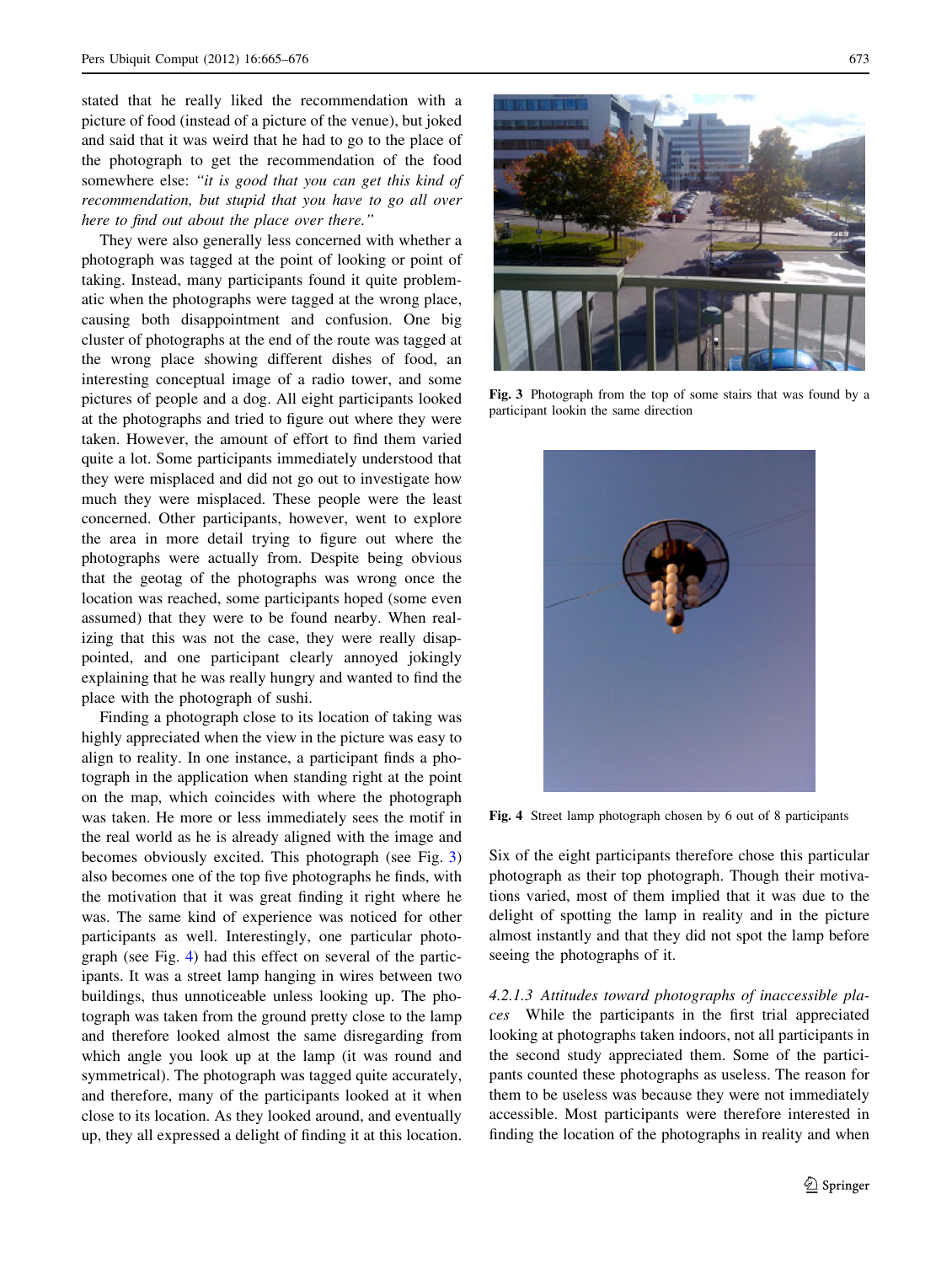stated that he really liked the recommendation with a picture of food (instead of a picture of the venue), but joked and said that it was weird that he had to go to the place of the photograph to get the recommendation of the food somewhere else: *"it is good that you can get this kind of recommendation, but stupid that you have to go all over here to find out about the place over there."*

They were also generally less concerned with whether a photograph was tagged at the point of looking or point of taking. Instead, many participants found it quite problematic when the photographs were tagged at the wrong place, causing both disappointment and confusion. One big cluster of photographs at the end of the route was tagged at the wrong place showing different dishes of food, an interesting conceptual image of a radio tower, and some pictures of people and a dog. All eight participants looked at the photographs and tried to figure out where they were taken. However, the amount of effort to find them varied quite a lot. Some participants immediately understood that they were misplaced and did not go out to investigate how much they were misplaced. These people were the least concerned. Other participants, however, went to explore the area in more detail trying to figure out where the photographs were actually from. Despite being obvious that the geotag of the photographs was wrong once the location was reached, some participants hoped (some even assumed) that they were to be found nearby. When realizing that this was not the case, they were really disappointed, and one participant clearly annoyed jokingly explaining that he was really hungry and wanted to find the place with the photograph of sushi.

Finding a photograph close to its location of taking was highly appreciated when the view in the picture was easy to align to reality. In one instance, a participant finds a photograph in the application when standing right at the point on the map, which coincides with where the photograph was taken. He more or less immediately sees the motif in the real world as he is already aligned with the image and becomes obviously excited. This photograph (see Fig. 3) also becomes one of the top five photographs he finds, with the motivation that it was great finding it right where he was. The same kind of experience was noticed for other participants as well. Interestingly, one particular photograph (see Fig. 4) had this effect on several of the participants. It was a street lamp hanging in wires between two buildings, thus unnoticeable unless looking up. The photograph was taken from the ground pretty close to the lamp and therefore looked almost the same disregarding from which angle you look up at the lamp (it was round and symmetrical). The photograph was tagged quite accurately, and therefore, many of the participants looked at it when close to its location. As they looked around, and eventually up, they all expressed a delight of finding it at this location.

**Fig. 3** Photograph from the top of some stairs that was found by a participant lookin the same direction

**Fig. 4** Street lamp photograph chosen by 6 out of 8 participants

Six of the eight participants therefore chose this particular photograph as their top photograph. Though their motivations varied, most of them implied that it was due to the delight of spotting the lamp in reality and in the picture almost instantly and that they did not spot the lamp before seeing the photographs of it.

*4.2.1.3 Attitudes toward photographs of inaccessible places* While the participants in the first trial appreciated looking at photographs taken indoors, not all participants in the second study appreciated them. Some of the participants counted these photographs as useless. The reason for them to be useless was because they were not immediately accessible. Most participants were therefore interested in finding the location of the photographs in reality and when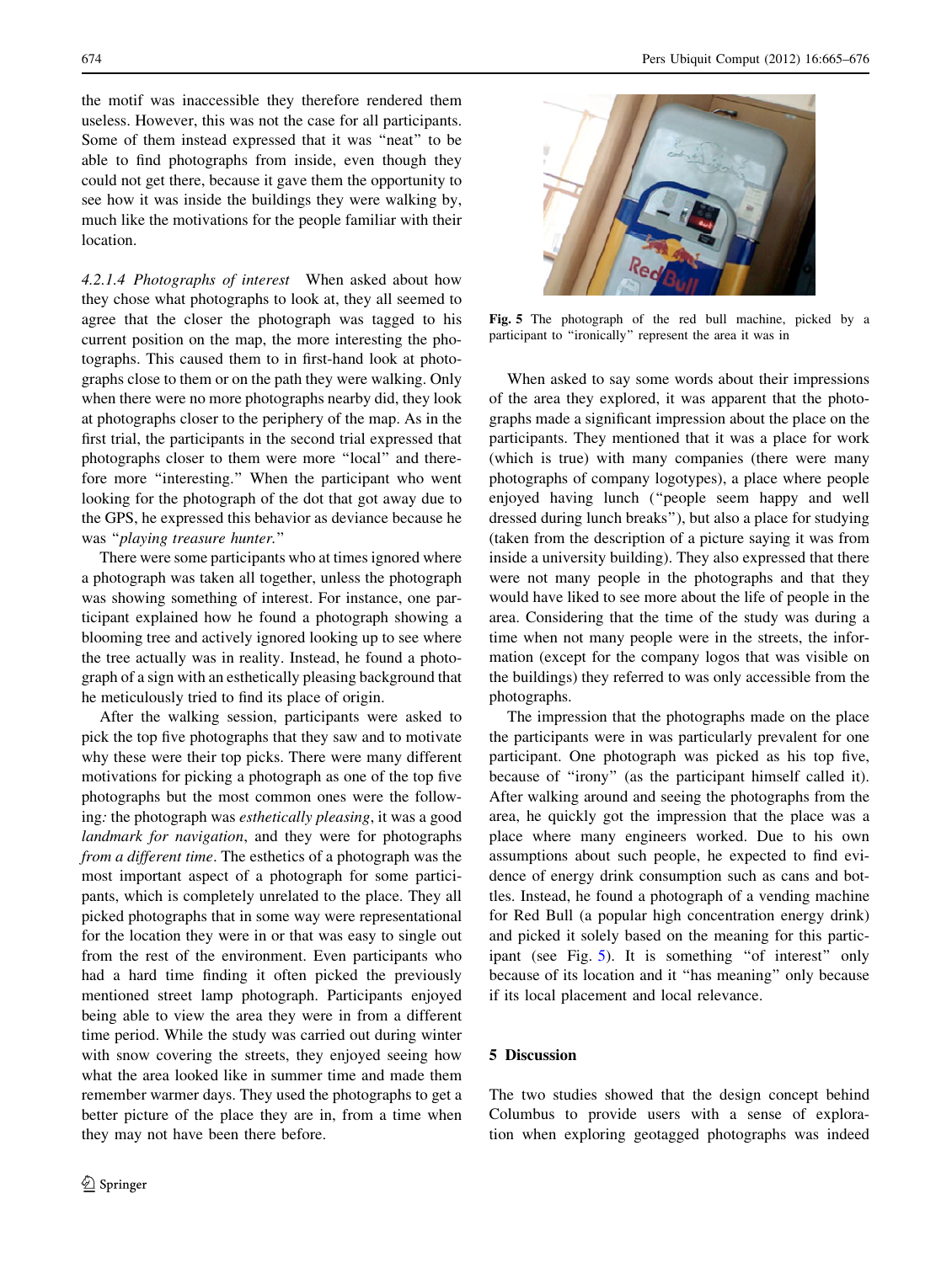the motif was inaccessible they therefore rendered them useless. However, this was not the case for all participants. Some of them instead expressed that it was "neat" to be able to find photographs from inside, even though they could not get there, because it gave them the opportunity to see how it was inside the buildings they were walking by, much like the motivations for the people familiar with their location.

*4.2.1.4 Photographs of interest* When asked about how they chose what photographs to look at, they all seemed to agree that the closer the photograph was tagged to his current position on the map, the more interesting the photographs. This caused them to in first-hand look at photographs close to them or on the path they were walking. Only when there were no more photographs nearby did, they look at photographs closer to the periphery of the map. As in the first trial, the participants in the second trial expressed that photographs closer to them were more "local" and therefore more "interesting." When the participant who went looking for the photograph of the dot that got away due to the GPS, he expressed this behavior as deviance because he was "*playing treasure hunter.*"

There were some participants who at times ignored where a photograph was taken all together, unless the photograph was showing something of interest. For instance, one participant explained how he found a photograph showing a blooming tree and actively ignored looking up to see where the tree actually was in reality. Instead, he found a photograph of a sign with an esthetically pleasing background that he meticulously tried to find its place of origin.

After the walking session, participants were asked to pick the top five photographs that they saw and to motivate why these were their top picks. There were many different motivations for picking a photograph as one of the top five photographs but the most common ones were the following*:* the photograph was *esthetically pleasing*, it was a good *landmark for navigation*, and they were for photographs *from a different time*. The esthetics of a photograph was the most important aspect of a photograph for some participants, which is completely unrelated to the place. They all picked photographs that in some way were representational for the location they were in or that was easy to single out from the rest of the environment. Even participants who had a hard time finding it often picked the previously mentioned street lamp photograph. Participants enjoyed being able to view the area they were in from a different time period. While the study was carried out during winter with snow covering the streets, they enjoyed seeing how what the area looked like in summer time and made them remember warmer days. They used the photographs to get a better picture of the place they are in, from a time when they may not have been there before.

**Fig. 5** The photograph of the red bull machine, picked by a participant to "ironically" represent the area it was in

When asked to say some words about their impressions of the area they explored, it was apparent that the photographs made a significant impression about the place on the participants. They mentioned that it was a place for work (which is true) with many companies (there were many photographs of company logotypes), a place where people enjoyed having lunch ("people seem happy and well dressed during lunch breaks"), but also a place for studying (taken from the description of a picture saying it was from inside a university building). They also expressed that there were not many people in the photographs and that they would have liked to see more about the life of people in the area. Considering that the time of the study was during a time when not many people were in the streets, the information (except for the company logos that was visible on the buildings) they referred to was only accessible from the photographs.

The impression that the photographs made on the place the participants were in was particularly prevalent for one participant. One photograph was picked as his top five, because of "irony" (as the participant himself called it). After walking around and seeing the photographs from the area, he quickly got the impression that the place was a place where many engineers worked. Due to his own assumptions about such people, he expected to find evidence of energy drink consumption such as cans and bottles. Instead, he found a photograph of a vending machine for Red Bull (a popular high concentration energy drink) and picked it solely based on the meaning for this participant (see Fig. 5). It is something "of interest" only because of its location and it "has meaning" only because if its local placement and local relevance.

## 5 Discussion

The two studies showed that the design concept behind Columbus to provide users with a sense of exploration when exploring geotagged photographs was indeed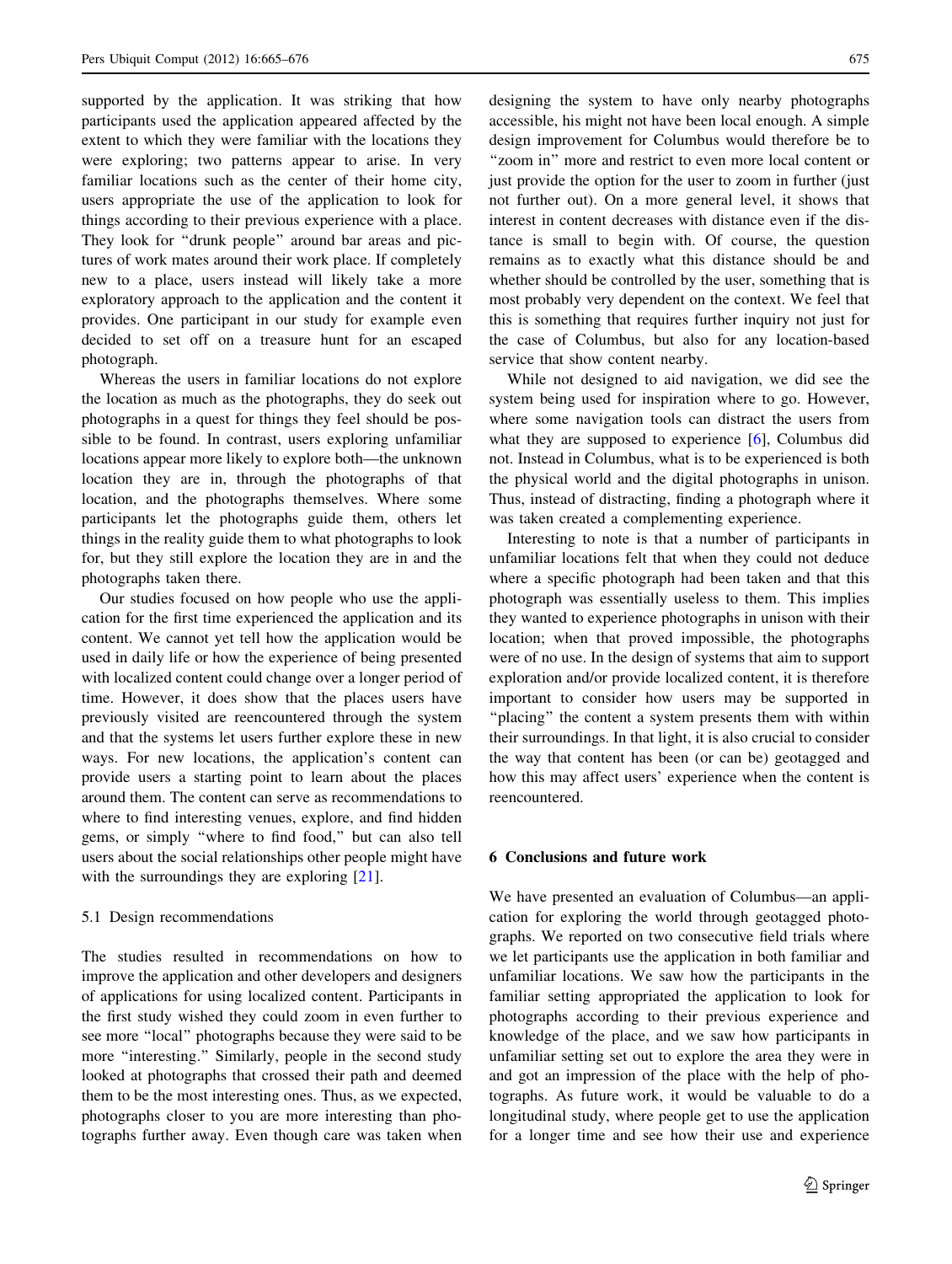supported by the application. It was striking that how participants used the application appeared affected by the extent to which they were familiar with the locations they were exploring; two patterns appear to arise. In very familiar locations such as the center of their home city, users appropriate the use of the application to look for things according to their previous experience with a place. They look for "drunk people" around bar areas and pictures of work mates around their work place. If completely new to a place, users instead will likely take a more exploratory approach to the application and the content it provides. One participant in our study for example even decided to set off on a treasure hunt for an escaped photograph.

Whereas the users in familiar locations do not explore the location as much as the photographs, they do seek out photographs in a quest for things they feel should be possible to be found. In contrast, users exploring unfamiliar locations appear more likely to explore both—the unknown location they are in, through the photographs of that location, and the photographs themselves. Where some participants let the photographs guide them, others let things in the reality guide them to what photographs to look for, but they still explore the location they are in and the photographs taken there.

Our studies focused on how people who use the application for the first time experienced the application and its content. We cannot yet tell how the application would be used in daily life or how the experience of being presented with localized content could change over a longer period of time. However, it does show that the places users have previously visited are reencountered through the system and that the systems let users further explore these in new ways. For new locations, the application's content can provide users a starting point to learn about the places around them. The content can serve as recommendations to where to find interesting venues, explore, and find hidden gems, or simply "where to find food," but can also tell users about the social relationships other people might have with the surroundings they are exploring [21].

### 5.1 Design recommendations

The studies resulted in recommendations on how to improve the application and other developers and designers of applications for using localized content. Participants in the first study wished they could zoom in even further to see more "local" photographs because they were said to be more "interesting." Similarly, people in the second study looked at photographs that crossed their path and deemed them to be the most interesting ones. Thus, as we expected, photographs closer to you are more interesting than photographs further away. Even though care was taken when designing the system to have only nearby photographs accessible, his might not have been local enough. A simple design improvement for Columbus would therefore be to "zoom in" more and restrict to even more local content or just provide the option for the user to zoom in further (just not further out). On a more general level, it shows that interest in content decreases with distance even if the distance is small to begin with. Of course, the question remains as to exactly what this distance should be and whether should be controlled by the user, something that is most probably very dependent on the context. We feel that this is something that requires further inquiry not just for the case of Columbus, but also for any location-based service that show content nearby.

While not designed to aid navigation, we did see the system being used for inspiration where to go. However, where some navigation tools can distract the users from what they are supposed to experience [6], Columbus did not. Instead in Columbus, what is to be experienced is both the physical world and the digital photographs in unison. Thus, instead of distracting, finding a photograph where it was taken created a complementing experience.

Interesting to note is that a number of participants in unfamiliar locations felt that when they could not deduce where a specific photograph had been taken and that this photograph was essentially useless to them. This implies they wanted to experience photographs in unison with their location; when that proved impossible, the photographs were of no use. In the design of systems that aim to support exploration and/or provide localized content, it is therefore important to consider how users may be supported in "placing" the content a system presents them with within their surroundings. In that light, it is also crucial to consider the way that content has been (or can be) geotagged and how this may affect users' experience when the content is reencountered.

## 6 Conclusions and future work

We have presented an evaluation of Columbus—an application for exploring the world through geotagged photographs. We reported on two consecutive field trials where we let participants use the application in both familiar and unfamiliar locations. We saw how the participants in the familiar setting appropriated the application to look for photographs according to their previous experience and knowledge of the place, and we saw how participants in unfamiliar setting set out to explore the area they were in and got an impression of the place with the help of photographs. As future work, it would be valuable to do a longitudinal study, where people get to use the application for a longer time and see how their use and experience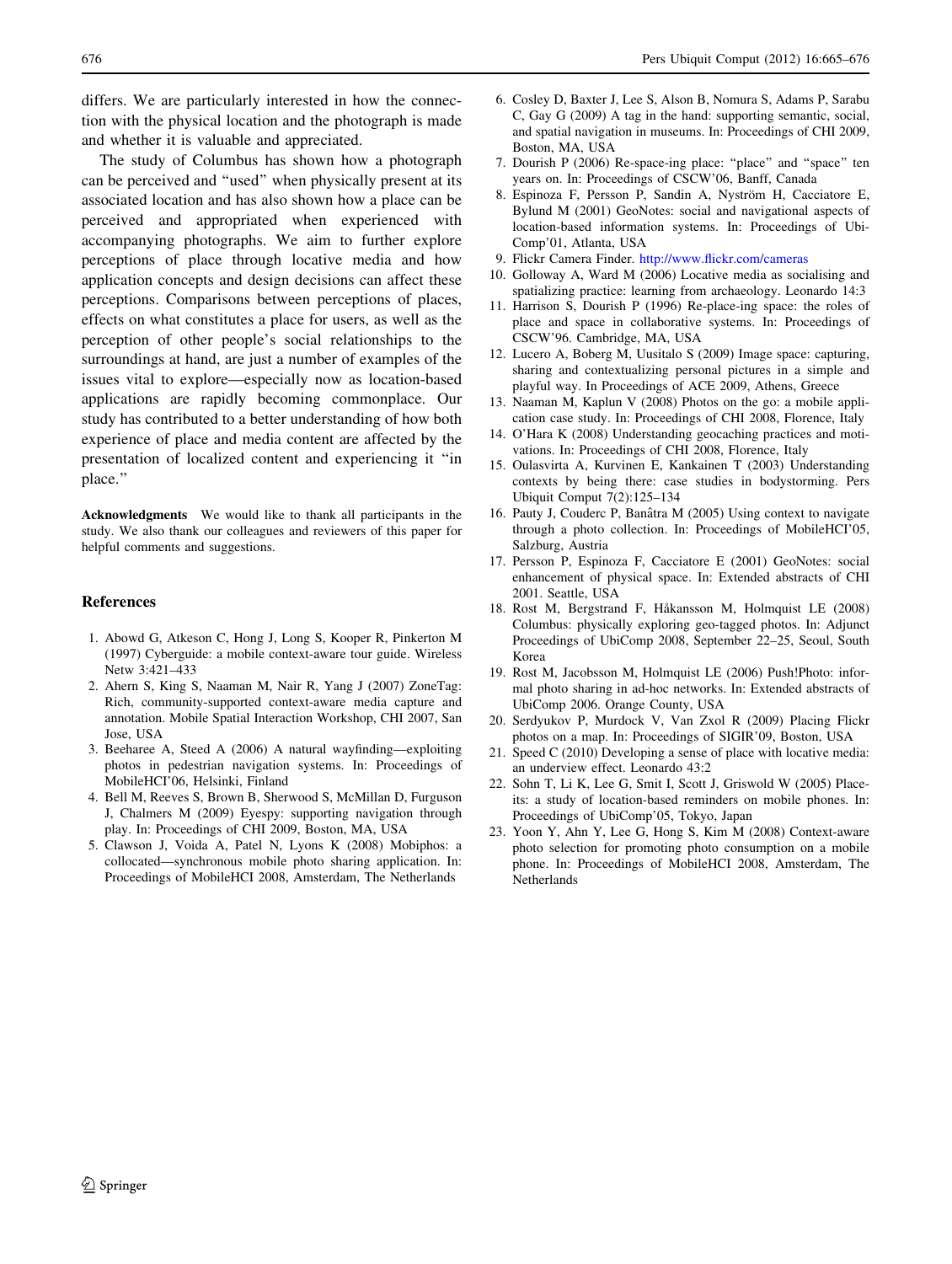differs. We are particularly interested in how the connection with the physical location and the photograph is made and whether it is valuable and appreciated.

The study of Columbus has shown how a photograph can be perceived and "used" when physically present at its associated location and has also shown how a place can be perceived and appropriated when experienced with accompanying photographs. We aim to further explore perceptions of place through locative media and how application concepts and design decisions can affect these perceptions. Comparisons between perceptions of places, effects on what constitutes a place for users, as well as the perception of other people's social relationships to the surroundings at hand, are just a number of examples of the issues vital to explore—especially now as location-based applications are rapidly becoming commonplace. Our study has contributed to a better understanding of how both experience of place and media content are affected by the presentation of localized content and experiencing it "in place."

**Acknowledgments** We would like to thank all participants in the study. We also thank our colleagues and reviewers of this paper for helpful comments and suggestions.

## References

1. Abowd G, Atkeson C, Hong J, Long S, Kooper R, Pinkerton M (1997) Cyberguide: a mobile context-aware tour guide. Wireless Netw 3:421–433
2. Ahern S, King S, Naaman M, Nair R, Yang J (2007) ZoneTag: Rich, community-supported context-aware media capture and annotation. Mobile Spatial Interaction Workshop, CHI 2007, San Jose, USA
3. Beeharee A, Steed A (2006) A natural wayfinding—exploiting photos in pedestrian navigation systems. In: Proceedings of MobileHCI'06, Helsinki, Finland
4. Bell M, Reeves S, Brown B, Sherwood S, McMillan D, Furguson J, Chalmers M (2009) Eyespy: supporting navigation through play. In: Proceedings of CHI 2009, Boston, MA, USA
5. Clawson J, Voida A, Patel N, Lyons K (2008) Mobiphos: a collocated—synchronous mobile photo sharing application. In: Proceedings of MobileHCI 2008, Amsterdam, The Netherlands
6. Cosley D, Baxter J, Lee S, Alson B, Nomura S, Adams P, Sarabu C, Gay G (2009) A tag in the hand: supporting semantic, social, and spatial navigation in museums. In: Proceedings of CHI 2009, Boston, MA, USA
7. Dourish P (2006) Re-space-ing place: "place" and "space" ten years on. In: Proceedings of CSCW'06, Banff, Canada
8. Espinoza F, Persson P, Sandin A, Nyström H, Cacciatore E, Bylund M (2001) GeoNotes: social and navigational aspects of location-based information systems. In: Proceedings of UbiComp'01, Atlanta, USA
9. Flickr Camera Finder. http://www.flickr.com/cameras
10. Golloway A, Ward M (2006) Locative media as socialising and spatializing practice: learning from archaeology. Leonardo 14:3
11. Harrison S, Dourish P (1996) Re-place-ing space: the roles of place and space in collaborative systems. In: Proceedings of CSCW'96. Cambridge, MA, USA
12. Lucero A, Boberg M, Uusitalo S (2009) Image space: capturing, sharing and contextualizing personal pictures in a simple and playful way. In Proceedings of ACE 2009, Athens, Greece
13. Naaman M, Kaplun V (2008) Photos on the go: a mobile application case study. In: Proceedings of CHI 2008, Florence, Italy
14. O'Hara K (2008) Understanding geocaching practices and motivations. In: Proceedings of CHI 2008, Florence, Italy
15. Oulasvirta A, Kurvinen E, Kankainen T (2003) Understanding contexts by being there: case studies in bodystorming. Pers Ubiquit Comput 7(2):125–134
16. Pauty J, Couderc P, Banâtra M (2005) Using context to navigate through a photo collection. In: Proceedings of MobileHCI'05, Salzburg, Austria
17. Persson P, Espinoza F, Cacciatore E (2001) GeoNotes: social enhancement of physical space. In: Extended abstracts of CHI 2001. Seattle, USA
18. Rost M, Bergstrand F, Håkansson M, Holmquist LE (2008) Columbus: physically exploring geo-tagged photos. In: Adjunct Proceedings of UbiComp 2008, September 22–25, Seoul, South Korea
19. Rost M, Jacobsson M, Holmquist LE (2006) Push!Photo: informal photo sharing in ad-hoc networks. In: Extended abstracts of UbiComp 2006. Orange County, USA
20. Serdyukov P, Murdock V, Van Zxol R (2009) Placing Flickr photos on a map. In: Proceedings of SIGIR'09, Boston, USA
21. Speed C (2010) Developing a sense of place with locative media: an underview effect. Leonardo 43:2
22. Sohn T, Li K, Lee G, Smit I, Scott J, Griswold W (2005) Place-its: a study of location-based reminders on mobile phones. In: Proceedings of UbiComp'05, Tokyo, Japan
23. Yoon Y, Ahn Y, Lee G, Hong S, Kim M (2008) Context-aware photo selection for promoting photo consumption on a mobile phone. In: Proceedings of MobileHCI 2008, Amsterdam, The Netherlands